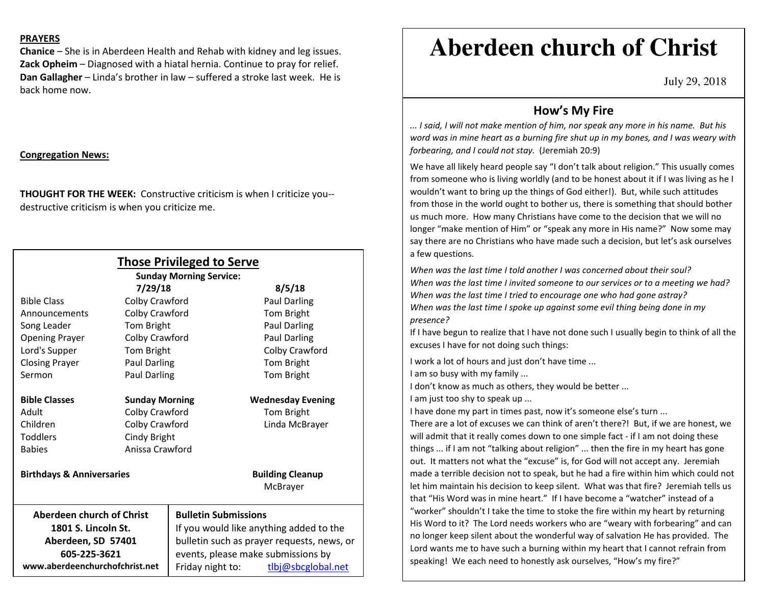**PRAYERS**

**Chanice** – She is in Aberdeen Health and Rehab with kidney and leg issues.
**Zack Opheim** – Diagnosed with a hiatal hernia. Continue to pray for relief.
**Dan Gallagher** – Linda's brother in law – suffered a stroke last week. He is back home now.

**Congregation News:**

**THOUGHT FOR THE WEEK:** Constructive criticism is when I criticize you--destructive criticism is when you criticize me.

## Those Privileged to Serve

**Sunday Morning Service:**

| | 7/29/18 | 8/5/18 |
|---|---|---|
| Bible Class | Colby Crawford | Paul Darling |
| Announcements | Colby Crawford | Tom Bright |
| Song Leader | Tom Bright | Paul Darling |
| Opening Prayer | Colby Crawford | Paul Darling |
| Lord's Supper | Tom Bright | Colby Crawford |
| Closing Prayer | Paul Darling | Tom Bright |
| Sermon | Paul Darling | Tom Bright |

| **Bible Classes** | **Sunday Morning** | **Wednesday Evening** |
|---|---|---|
| Adult | Colby Crawford | Tom Bright |
| Children | Colby Crawford | Linda McBrayer |
| Toddlers | Cindy Bright | |
| Babies | Anissa Crawford | |

**Birthdays & Anniversaries**

**Building Cleanup**
McBrayer

**Aberdeen church of Christ**
**1801 S. Lincoln St.**
**Aberdeen, SD 57401**
**605-225-3621**
**www.aberdeenchurchofchrist.net**

**Bulletin Submissions**
If you would like anything added to the bulletin such as prayer requests, news, or events, please make submissions by Friday night to: tlbj@sbcglobal.net

# Aberdeen church of Christ

July 29, 2018

## How's My Fire

*... I said, I will not make mention of him, nor speak any more in his name. But his word was in mine heart as a burning fire shut up in my bones, and I was weary with forbearing, and I could not stay.* (Jeremiah 20:9)

We have all likely heard people say "I don't talk about religion." This usually comes from someone who is living worldly (and to be honest about it if I was living as he I wouldn't want to bring up the things of God either!). But, while such attitudes from those in the world ought to bother us, there is something that should bother us much more. How many Christians have come to the decision that we will no longer "make mention of Him" or "speak any more in His name?" Now some may say there are no Christians who have made such a decision, but let's ask ourselves a few questions.

*When was the last time I told another I was concerned about their soul?*
*When was the last time I invited someone to our services or to a meeting we had?*
*When was the last time I tried to encourage one who had gone astray?*
*When was the last time I spoke up against some evil thing being done in my presence?*

If I have begun to realize that I have not done such I usually begin to think of all the excuses I have for not doing such things:

I work a lot of hours and just don't have time ...
I am so busy with my family ...
I don't know as much as others, they would be better ...
I am just too shy to speak up ...
I have done my part in times past, now it's someone else's turn ...

There are a lot of excuses we can think of aren't there?! But, if we are honest, we will admit that it really comes down to one simple fact - if I am not doing these things ... if I am not "talking about religion" ... then the fire in my heart has gone out. It matters not what the "excuse" is, for God will not accept any. Jeremiah made a terrible decision not to speak, but he had a fire within him which could not let him maintain his decision to keep silent. What was that fire? Jeremiah tells us that "His Word was in mine heart." If I have become a "watcher" instead of a "worker" shouldn't I take the time to stoke the fire within my heart by returning His Word to it? The Lord needs workers who are "weary with forbearing" and can no longer keep silent about the wonderful way of salvation He has provided. The Lord wants me to have such a burning within my heart that I cannot refrain from speaking! We each need to honestly ask ourselves, "How's my fire?"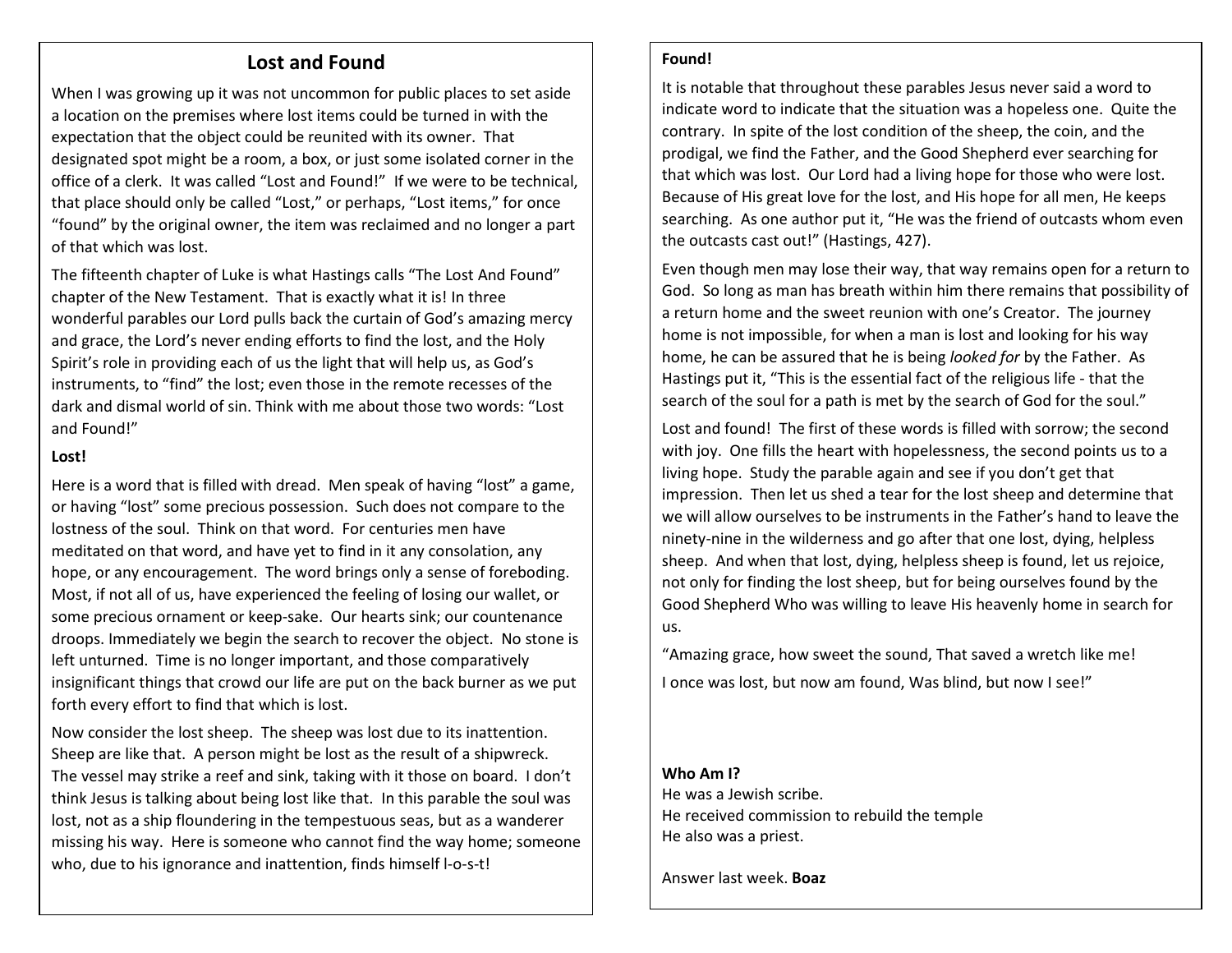# Lost and Found

When I was growing up it was not uncommon for public places to set aside a location on the premises where lost items could be turned in with the expectation that the object could be reunited with its owner. That designated spot might be a room, a box, or just some isolated corner in the office of a clerk. It was called "Lost and Found!" If we were to be technical, that place should only be called "Lost," or perhaps, "Lost items," for once "found" by the original owner, the item was reclaimed and no longer a part of that which was lost.

The fifteenth chapter of Luke is what Hastings calls "The Lost And Found" chapter of the New Testament. That is exactly what it is! In three wonderful parables our Lord pulls back the curtain of God's amazing mercy and grace, the Lord's never ending efforts to find the lost, and the Holy Spirit's role in providing each of us the light that will help us, as God's instruments, to "find" the lost; even those in the remote recesses of the dark and dismal world of sin. Think with me about those two words: "Lost and Found!"

**Lost!**

Here is a word that is filled with dread. Men speak of having "lost" a game, or having "lost" some precious possession. Such does not compare to the lostness of the soul. Think on that word. For centuries men have meditated on that word, and have yet to find in it any consolation, any hope, or any encouragement. The word brings only a sense of foreboding. Most, if not all of us, have experienced the feeling of losing our wallet, or some precious ornament or keep-sake. Our hearts sink; our countenance droops. Immediately we begin the search to recover the object. No stone is left unturned. Time is no longer important, and those comparatively insignificant things that crowd our life are put on the back burner as we put forth every effort to find that which is lost.

Now consider the lost sheep. The sheep was lost due to its inattention. Sheep are like that. A person might be lost as the result of a shipwreck. The vessel may strike a reef and sink, taking with it those on board. I don't think Jesus is talking about being lost like that. In this parable the soul was lost, not as a ship floundering in the tempestuous seas, but as a wanderer missing his way. Here is someone who cannot find the way home; someone who, due to his ignorance and inattention, finds himself l-o-s-t!

**Found!**

It is notable that throughout these parables Jesus never said a word to indicate word to indicate that the situation was a hopeless one. Quite the contrary. In spite of the lost condition of the sheep, the coin, and the prodigal, we find the Father, and the Good Shepherd ever searching for that which was lost. Our Lord had a living hope for those who were lost. Because of His great love for the lost, and His hope for all men, He keeps searching. As one author put it, "He was the friend of outcasts whom even the outcasts cast out!" (Hastings, 427).

Even though men may lose their way, that way remains open for a return to God. So long as man has breath within him there remains that possibility of a return home and the sweet reunion with one's Creator. The journey home is not impossible, for when a man is lost and looking for his way home, he can be assured that he is being *looked for* by the Father. As Hastings put it, "This is the essential fact of the religious life - that the search of the soul for a path is met by the search of God for the soul."

Lost and found! The first of these words is filled with sorrow; the second with joy. One fills the heart with hopelessness, the second points us to a living hope. Study the parable again and see if you don't get that impression. Then let us shed a tear for the lost sheep and determine that we will allow ourselves to be instruments in the Father's hand to leave the ninety-nine in the wilderness and go after that one lost, dying, helpless sheep. And when that lost, dying, helpless sheep is found, let us rejoice, not only for finding the lost sheep, but for being ourselves found by the Good Shepherd Who was willing to leave His heavenly home in search for us.

"Amazing grace, how sweet the sound, That saved a wretch like me!

I once was lost, but now am found, Was blind, but now I see!"

**Who Am I?**
He was a Jewish scribe.
He received commission to rebuild the temple
He also was a priest.

Answer last week. **Boaz**